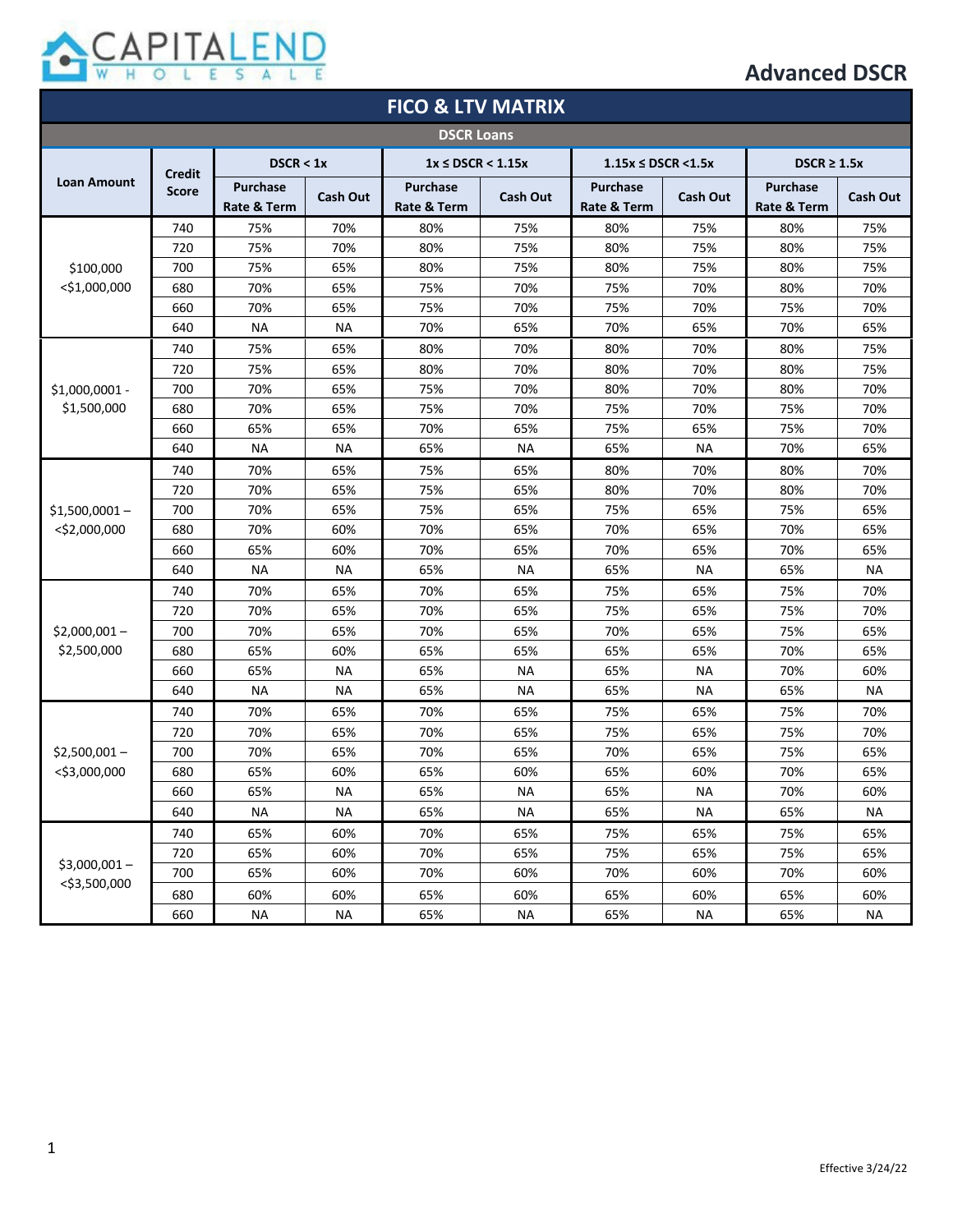CAPITALEND WHOLESALE

# Advanced DSCR

## FICO & LTV MATRIX

### DSCR Loans

| Loan Amount | Credit Score | DSCR < 1x | | 1x ≤ DSCR < 1.15x | | 1.15x ≤ DSCR <1.5x | | DSCR ≥ 1.5x | |
|---|---|---|---|---|---|---|---|---|---|
| | | Purchase Rate & Term | Cash Out | Purchase Rate & Term | Cash Out | Purchase Rate & Term | Cash Out | Purchase Rate & Term | Cash Out |
| $100,000 <$1,000,000 | 740 | 75% | 70% | 80% | 75% | 80% | 75% | 80% | 75% |
| | 720 | 75% | 70% | 80% | 75% | 80% | 75% | 80% | 75% |
| | 700 | 75% | 65% | 80% | 75% | 80% | 75% | 80% | 75% |
| | 680 | 70% | 65% | 75% | 70% | 75% | 70% | 80% | 70% |
| | 660 | 70% | 65% | 75% | 70% | 75% | 70% | 75% | 70% |
| | 640 | NA | NA | 70% | 65% | 70% | 65% | 70% | 65% |
| $1,000,0001 - $1,500,000 | 740 | 75% | 65% | 80% | 70% | 80% | 70% | 80% | 75% |
| | 720 | 75% | 65% | 80% | 70% | 80% | 70% | 80% | 75% |
| | 700 | 70% | 65% | 75% | 70% | 80% | 70% | 80% | 70% |
| | 680 | 70% | 65% | 75% | 70% | 75% | 70% | 75% | 70% |
| | 660 | 65% | 65% | 70% | 65% | 75% | 65% | 75% | 70% |
| | 640 | NA | NA | 65% | NA | 65% | NA | 70% | 65% |
| $1,500,0001 – <$2,000,000 | 740 | 70% | 65% | 75% | 65% | 80% | 70% | 80% | 70% |
| | 720 | 70% | 65% | 75% | 65% | 80% | 70% | 80% | 70% |
| | 700 | 70% | 65% | 75% | 65% | 75% | 65% | 75% | 65% |
| | 680 | 70% | 60% | 70% | 65% | 70% | 65% | 70% | 65% |
| | 660 | 65% | 60% | 70% | 65% | 70% | 65% | 70% | 65% |
| | 640 | NA | NA | 65% | NA | 65% | NA | 65% | NA |
| $2,000,001 – $2,500,000 | 740 | 70% | 65% | 70% | 65% | 75% | 65% | 75% | 70% |
| | 720 | 70% | 65% | 70% | 65% | 75% | 65% | 75% | 70% |
| | 700 | 70% | 65% | 70% | 65% | 70% | 65% | 75% | 65% |
| | 680 | 65% | 60% | 65% | 65% | 65% | 65% | 70% | 65% |
| | 660 | 65% | NA | 65% | NA | 65% | NA | 70% | 60% |
| | 640 | NA | NA | 65% | NA | 65% | NA | 65% | NA |
| $2,500,001 – <$3,000,000 | 740 | 70% | 65% | 70% | 65% | 75% | 65% | 75% | 70% |
| | 720 | 70% | 65% | 70% | 65% | 75% | 65% | 75% | 70% |
| | 700 | 70% | 65% | 70% | 65% | 70% | 65% | 75% | 65% |
| | 680 | 65% | 60% | 65% | 60% | 65% | 60% | 70% | 65% |
| | 660 | 65% | NA | 65% | NA | 65% | NA | 70% | 60% |
| | 640 | NA | NA | 65% | NA | 65% | NA | 65% | NA |
| $3,000,001 – <$3,500,000 | 740 | 65% | 60% | 70% | 65% | 75% | 65% | 75% | 65% |
| | 720 | 65% | 60% | 70% | 65% | 75% | 65% | 75% | 65% |
| | 700 | 65% | 60% | 70% | 60% | 70% | 60% | 70% | 60% |
| | 680 | 60% | 60% | 65% | 60% | 65% | 60% | 65% | 60% |
| | 660 | NA | NA | 65% | NA | 65% | NA | 65% | NA |

Effective 3/24/22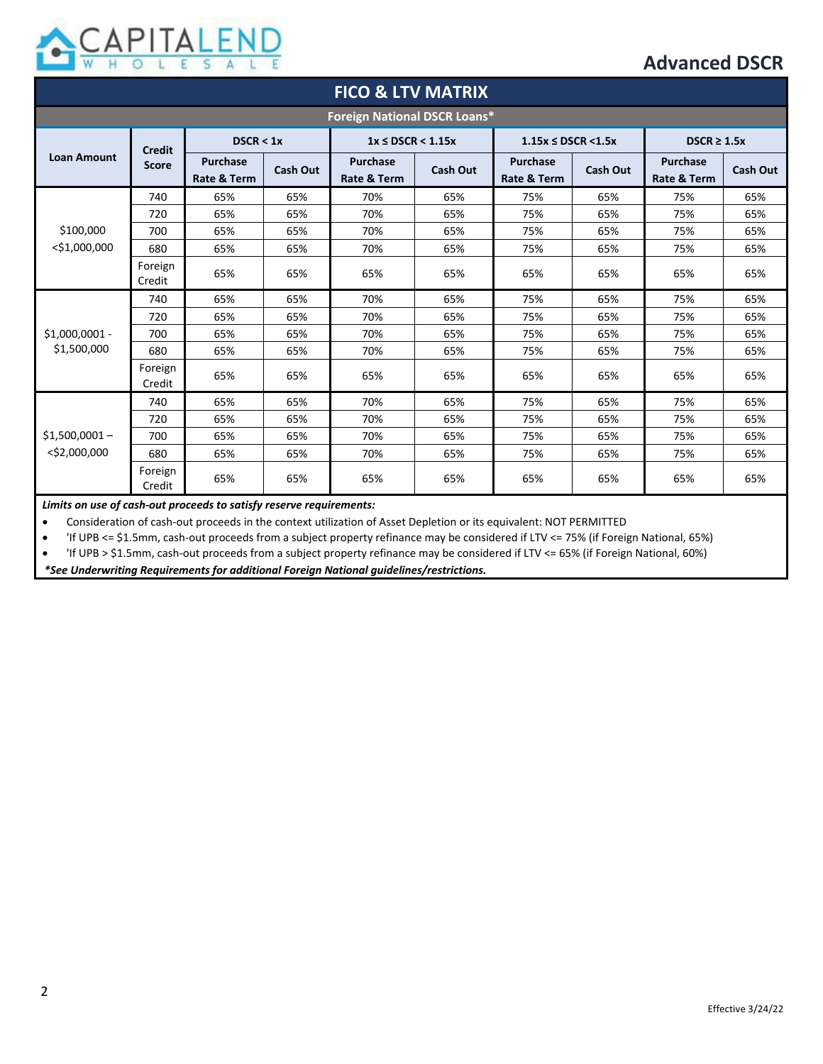## Advanced DSCR

### FICO & LTV MATRIX

#### Foreign National DSCR Loans*

| Loan Amount | Credit Score | DSCR < 1x | | 1x ≤ DSCR < 1.15x | | 1.15x ≤ DSCR <1.5x | | DSCR ≥ 1.5x | |
|---|---|---|---|---|---|---|---|---|---|
| | | Purchase Rate & Term | Cash Out | Purchase Rate & Term | Cash Out | Purchase Rate & Term | Cash Out | Purchase Rate & Term | Cash Out |
| $100,000 <$1,000,000 | 740 | 65% | 65% | 70% | 65% | 75% | 65% | 75% | 65% |
| | 720 | 65% | 65% | 70% | 65% | 75% | 65% | 75% | 65% |
| | 700 | 65% | 65% | 70% | 65% | 75% | 65% | 75% | 65% |
| | 680 | 65% | 65% | 70% | 65% | 75% | 65% | 75% | 65% |
| | Foreign Credit | 65% | 65% | 65% | 65% | 65% | 65% | 65% | 65% |
| $1,000,0001 - $1,500,000 | 740 | 65% | 65% | 70% | 65% | 75% | 65% | 75% | 65% |
| | 720 | 65% | 65% | 70% | 65% | 75% | 65% | 75% | 65% |
| | 700 | 65% | 65% | 70% | 65% | 75% | 65% | 75% | 65% |
| | 680 | 65% | 65% | 70% | 65% | 75% | 65% | 75% | 65% |
| | Foreign Credit | 65% | 65% | 65% | 65% | 65% | 65% | 65% | 65% |
| $1,500,0001 – <$2,000,000 | 740 | 65% | 65% | 70% | 65% | 75% | 65% | 75% | 65% |
| | 720 | 65% | 65% | 70% | 65% | 75% | 65% | 75% | 65% |
| | 700 | 65% | 65% | 70% | 65% | 75% | 65% | 75% | 65% |
| | 680 | 65% | 65% | 70% | 65% | 75% | 65% | 75% | 65% |
| | Foreign Credit | 65% | 65% | 65% | 65% | 65% | 65% | 65% | 65% |

***Limits on use of cash-out proceeds to satisfy reserve requirements:***

- Consideration of cash-out proceeds in the context utilization of Asset Depletion or its equivalent: NOT PERMITTED
- 'If UPB <= $1.5mm, cash-out proceeds from a subject property refinance may be considered if LTV <= 75% (if Foreign National, 65%)
- 'If UPB > $1.5mm, cash-out proceeds from a subject property refinance may be considered if LTV <= 65% (if Foreign National, 60%)

***See Underwriting Requirements for additional Foreign National guidelines/restrictions.***

Effective 3/24/22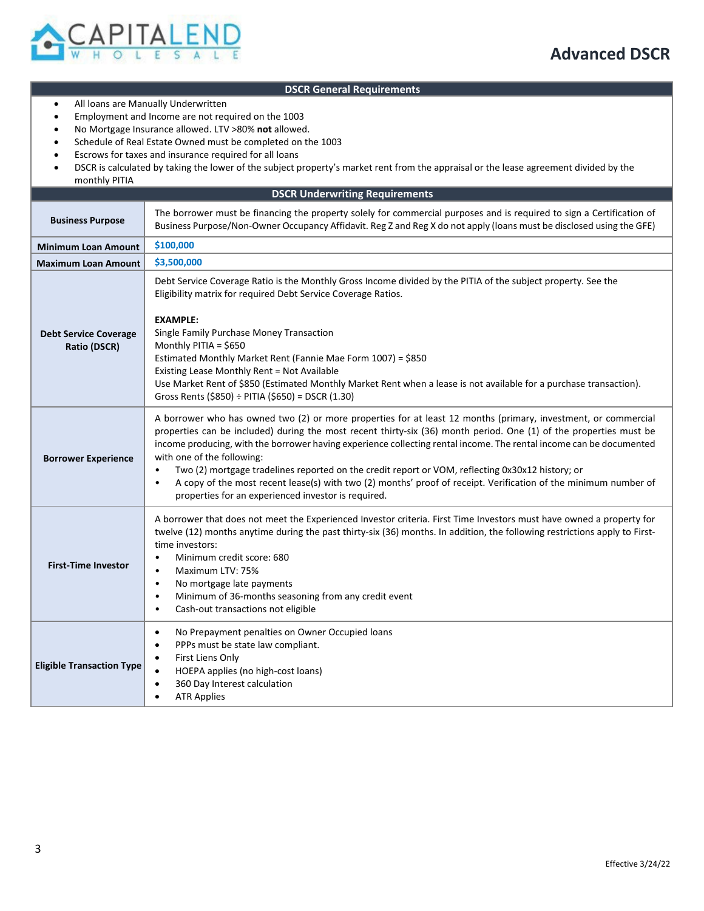# Advanced DSCR

## DSCR General Requirements

- All loans are Manually Underwritten
- Employment and Income are not required on the 1003
- No Mortgage Insurance allowed. LTV >80% **not** allowed.
- Schedule of Real Estate Owned must be completed on the 1003
- Escrows for taxes and insurance required for all loans
- DSCR is calculated by taking the lower of the subject property's market rent from the appraisal or the lease agreement divided by the monthly PITIA

## DSCR Underwriting Requirements

| | |
|---|---|
| **Business Purpose** | The borrower must be financing the property solely for commercial purposes and is required to sign a Certification of Business Purpose/Non-Owner Occupancy Affidavit. Reg Z and Reg X do not apply (loans must be disclosed using the GFE) |
| **Minimum Loan Amount** | $100,000 |
| **Maximum Loan Amount** | $3,500,000 |
| **Debt Service Coverage Ratio (DSCR)** | Debt Service Coverage Ratio is the Monthly Gross Income divided by the PITIA of the subject property. See the Eligibility matrix for required Debt Service Coverage Ratios.<br><br>**EXAMPLE:**<br>Single Family Purchase Money Transaction<br>Monthly PITIA = $650<br>Estimated Monthly Market Rent (Fannie Mae Form 1007) = $850<br>Existing Lease Monthly Rent = Not Available<br>Use Market Rent of $850 (Estimated Monthly Market Rent when a lease is not available for a purchase transaction).<br>Gross Rents ($850) ÷ PITIA ($650) = DSCR (1.30) |
| **Borrower Experience** | A borrower who has owned two (2) or more properties for at least 12 months (primary, investment, or commercial properties can be included) during the most recent thirty-six (36) month period. One (1) of the properties must be income producing, with the borrower having experience collecting rental income. The rental income can be documented with one of the following:<br>• Two (2) mortgage tradelines reported on the credit report or VOM, reflecting 0x30x12 history; or<br>• A copy of the most recent lease(s) with two (2) months' proof of receipt. Verification of the minimum number of properties for an experienced investor is required. |
| **First-Time Investor** | A borrower that does not meet the Experienced Investor criteria. First Time Investors must have owned a property for twelve (12) months anytime during the past thirty-six (36) months. In addition, the following restrictions apply to First-time investors:<br>• Minimum credit score: 680<br>• Maximum LTV: 75%<br>• No mortgage late payments<br>• Minimum of 36-months seasoning from any credit event<br>• Cash-out transactions not eligible |
| **Eligible Transaction Type** | • No Prepayment penalties on Owner Occupied loans<br>• PPPs must be state law compliant.<br>• First Liens Only<br>• HOEPA applies (no high-cost loans)<br>• 360 Day Interest calculation<br>• ATR Applies |

Effective 3/24/22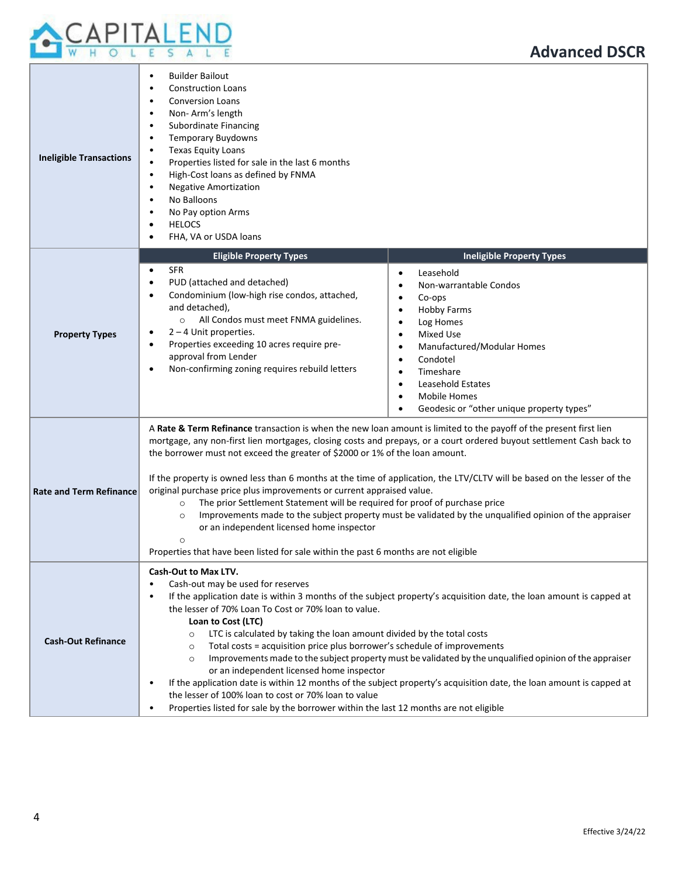| | |
|---|---|
| **Ineligible Transactions** | • Builder Bailout<br>• Construction Loans<br>• Conversion Loans<br>• Non- Arm's length<br>• Subordinate Financing<br>• Temporary Buydowns<br>• Texas Equity Loans<br>• Properties listed for sale in the last 6 months<br>• High-Cost loans as defined by FNMA<br>• Negative Amortization<br>• No Balloons<br>• No Pay option Arms<br>• HELOCS<br>• FHA, VA or USDA loans |
| **Property Types** | **Eligible Property Types**<br>• SFR<br>• PUD (attached and detached)<br>• Condominium (low-high rise condos, attached, and detached),<br>  ○ All Condos must meet FNMA guidelines.<br>• 2 – 4 Unit properties.<br>• Properties exceeding 10 acres require pre-approval from Lender<br>• Non-confirming zoning requires rebuild letters<br><br>**Ineligible Property Types**<br>• Leasehold<br>• Non-warrantable Condos<br>• Co-ops<br>• Hobby Farms<br>• Log Homes<br>• Mixed Use<br>• Manufactured/Modular Homes<br>• Condotel<br>• Timeshare<br>• Leasehold Estates<br>• Mobile Homes<br>• Geodesic or "other unique property types" |
| **Rate and Term Refinance** | A **Rate & Term Refinance** transaction is when the new loan amount is limited to the payoff of the present first lien mortgage, any non-first lien mortgages, closing costs and prepays, or a court ordered buyout settlement Cash back to the borrower must not exceed the greater of $2000 or 1% of the loan amount.<br><br>If the property is owned less than 6 months at the time of application, the LTV/CLTV will be based on the lesser of the original purchase price plus improvements or current appraised value.<br>  ○ The prior Settlement Statement will be required for proof of purchase price<br>  ○ Improvements made to the subject property must be validated by the unqualified opinion of the appraiser or an independent licensed home inspector<br>  ○<br>Properties that have been listed for sale within the past 6 months are not eligible |
| **Cash-Out Refinance** | **Cash-Out to Max LTV.**<br>• Cash-out may be used for reserves<br>• If the application date is within 3 months of the subject property's acquisition date, the loan amount is capped at the lesser of 70% Loan To Cost or 70% loan to value.<br>  **Loan to Cost (LTC)**<br>  ○ LTC is calculated by taking the loan amount divided by the total costs<br>  ○ Total costs = acquisition price plus borrower's schedule of improvements<br>  ○ Improvements made to the subject property must be validated by the unqualified opinion of the appraiser or an independent licensed home inspector<br>• If the application date is within 12 months of the subject property's acquisition date, the loan amount is capped at the lesser of 100% loan to cost or 70% loan to value<br>• Properties listed for sale by the borrower within the last 12 months are not eligible |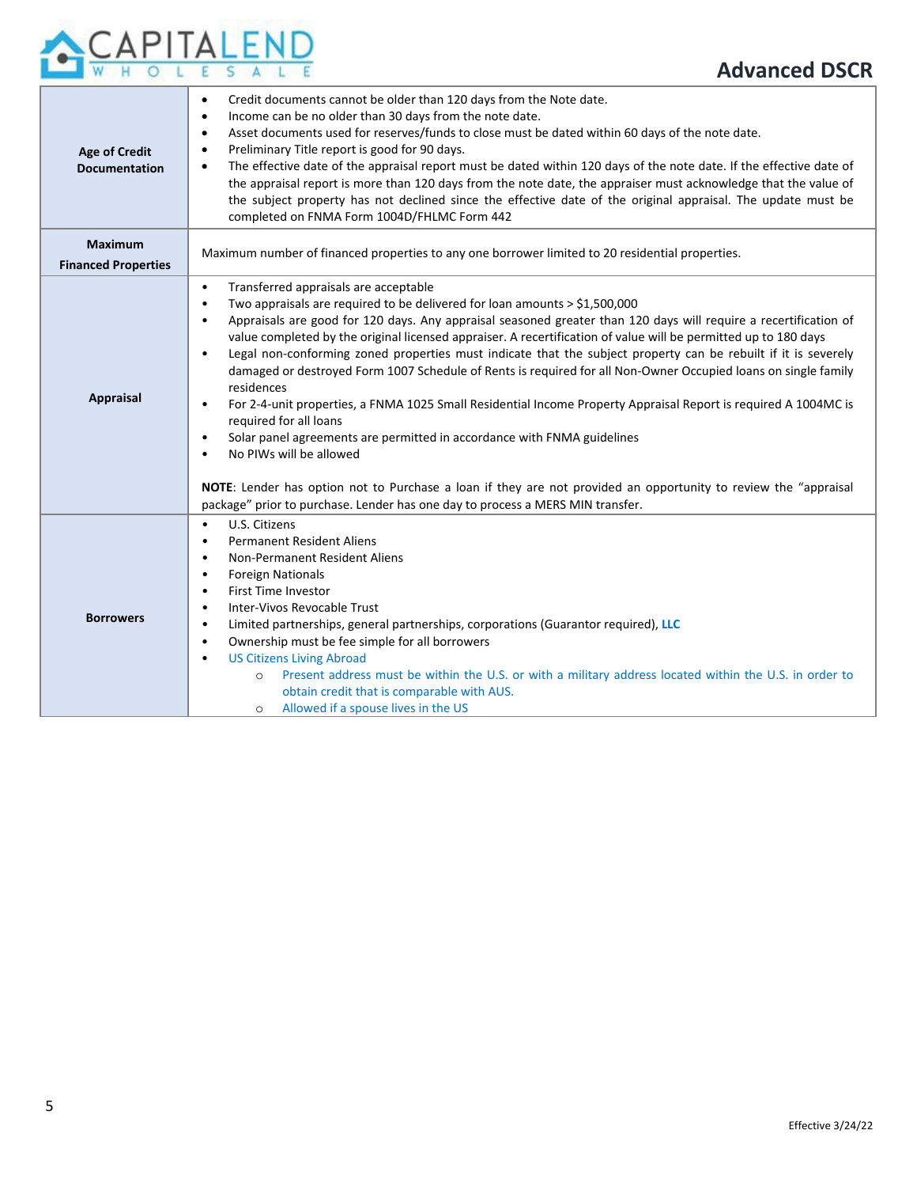| | |
|---|---|
| **Age of Credit Documentation** | • Credit documents cannot be older than 120 days from the Note date.<br>• Income can be no older than 30 days from the note date.<br>• Asset documents used for reserves/funds to close must be dated within 60 days of the note date.<br>• Preliminary Title report is good for 90 days.<br>• The effective date of the appraisal report must be dated within 120 days of the note date. If the effective date of the appraisal report is more than 120 days from the note date, the appraiser must acknowledge that the value of the subject property has not declined since the effective date of the original appraisal. The update must be completed on FNMA Form 1004D/FHLMC Form 442 |
| **Maximum Financed Properties** | Maximum number of financed properties to any one borrower limited to 20 residential properties. |
| **Appraisal** | • Transferred appraisals are acceptable<br>• Two appraisals are required to be delivered for loan amounts > $1,500,000<br>• Appraisals are good for 120 days. Any appraisal seasoned greater than 120 days will require a recertification of value completed by the original licensed appraiser. A recertification of value will be permitted up to 180 days<br>• Legal non-conforming zoned properties must indicate that the subject property can be rebuilt if it is severely damaged or destroyed Form 1007 Schedule of Rents is required for all Non-Owner Occupied loans on single family residences<br>• For 2-4-unit properties, a FNMA 1025 Small Residential Income Property Appraisal Report is required A 1004MC is required for all loans<br>• Solar panel agreements are permitted in accordance with FNMA guidelines<br>• No PIWs will be allowed<br><br>**NOTE**: Lender has option not to Purchase a loan if they are not provided an opportunity to review the "appraisal package" prior to purchase. Lender has one day to process a MERS MIN transfer. |
| **Borrowers** | • U.S. Citizens<br>• Permanent Resident Aliens<br>• Non-Permanent Resident Aliens<br>• Foreign Nationals<br>• First Time Investor<br>• Inter-Vivos Revocable Trust<br>• Limited partnerships, general partnerships, corporations (Guarantor required), **LLC**<br>• Ownership must be fee simple for all borrowers<br>• US Citizens Living Abroad<br>&nbsp;&nbsp;&nbsp;&nbsp;○ Present address must be within the U.S. or with a military address located within the U.S. in order to obtain credit that is comparable with AUS.<br>&nbsp;&nbsp;&nbsp;&nbsp;○ Allowed if a spouse lives in the US |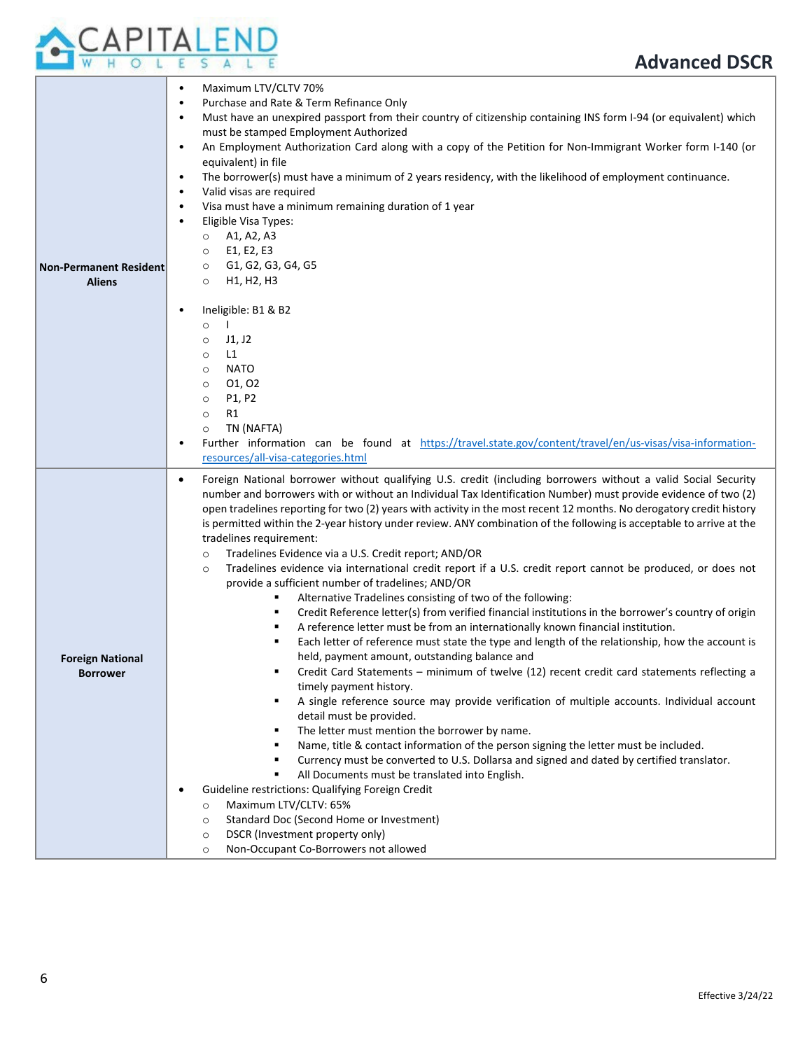| | |
|---|---|
| **Non-Permanent Resident Aliens** | • Maximum LTV/CLTV 70%<br>• Purchase and Rate & Term Refinance Only<br>• Must have an unexpired passport from their country of citizenship containing INS form I-94 (or equivalent) which must be stamped Employment Authorized<br>• An Employment Authorization Card along with a copy of the Petition for Non-Immigrant Worker form I-140 (or equivalent) in file<br>• The borrower(s) must have a minimum of 2 years residency, with the likelihood of employment continuance.<br>• Valid visas are required<br>• Visa must have a minimum remaining duration of 1 year<br>• Eligible Visa Types:<br>  ○ A1, A2, A3<br>  ○ E1, E2, E3<br>  ○ G1, G2, G3, G4, G5<br>  ○ H1, H2, H3<br><br>• Ineligible: B1 & B2<br>  ○ I<br>  ○ J1, J2<br>  ○ L1<br>  ○ NATO<br>  ○ O1, O2<br>  ○ P1, P2<br>  ○ R1<br>  ○ TN (NAFTA)<br>• Further information can be found at https://travel.state.gov/content/travel/en/us-visas/visa-information-resources/all-visa-categories.html |
| **Foreign National Borrower** | • Foreign National borrower without qualifying U.S. credit (including borrowers without a valid Social Security number and borrowers with or without an Individual Tax Identification Number) must provide evidence of two (2) open tradelines reporting for two (2) years with activity in the most recent 12 months. No derogatory credit history is permitted within the 2-year history under review. ANY combination of the following is acceptable to arrive at the tradelines requirement:<br>  ○ Tradelines Evidence via a U.S. Credit report; AND/OR<br>  ○ Tradelines evidence via international credit report if a U.S. credit report cannot be produced, or does not provide a sufficient number of tradelines; AND/OR<br>    ▪ Alternative Tradelines consisting of two of the following:<br>    ▪ Credit Reference letter(s) from verified financial institutions in the borrower's country of origin<br>    ▪ A reference letter must be from an internationally known financial institution.<br>    ▪ Each letter of reference must state the type and length of the relationship, how the account is held, payment amount, outstanding balance and<br>    ▪ Credit Card Statements – minimum of twelve (12) recent credit card statements reflecting a timely payment history.<br>    ▪ A single reference source may provide verification of multiple accounts. Individual account detail must be provided.<br>    ▪ The letter must mention the borrower by name.<br>    ▪ Name, title & contact information of the person signing the letter must be included.<br>    ▪ Currency must be converted to U.S. Dollarsa and signed and dated by certified translator.<br>    ▪ All Documents must be translated into English.<br>• Guideline restrictions: Qualifying Foreign Credit<br>  ○ Maximum LTV/CLTV: 65%<br>  ○ Standard Doc (Second Home or Investment)<br>  ○ DSCR (Investment property only)<br>  ○ Non-Occupant Co-Borrowers not allowed |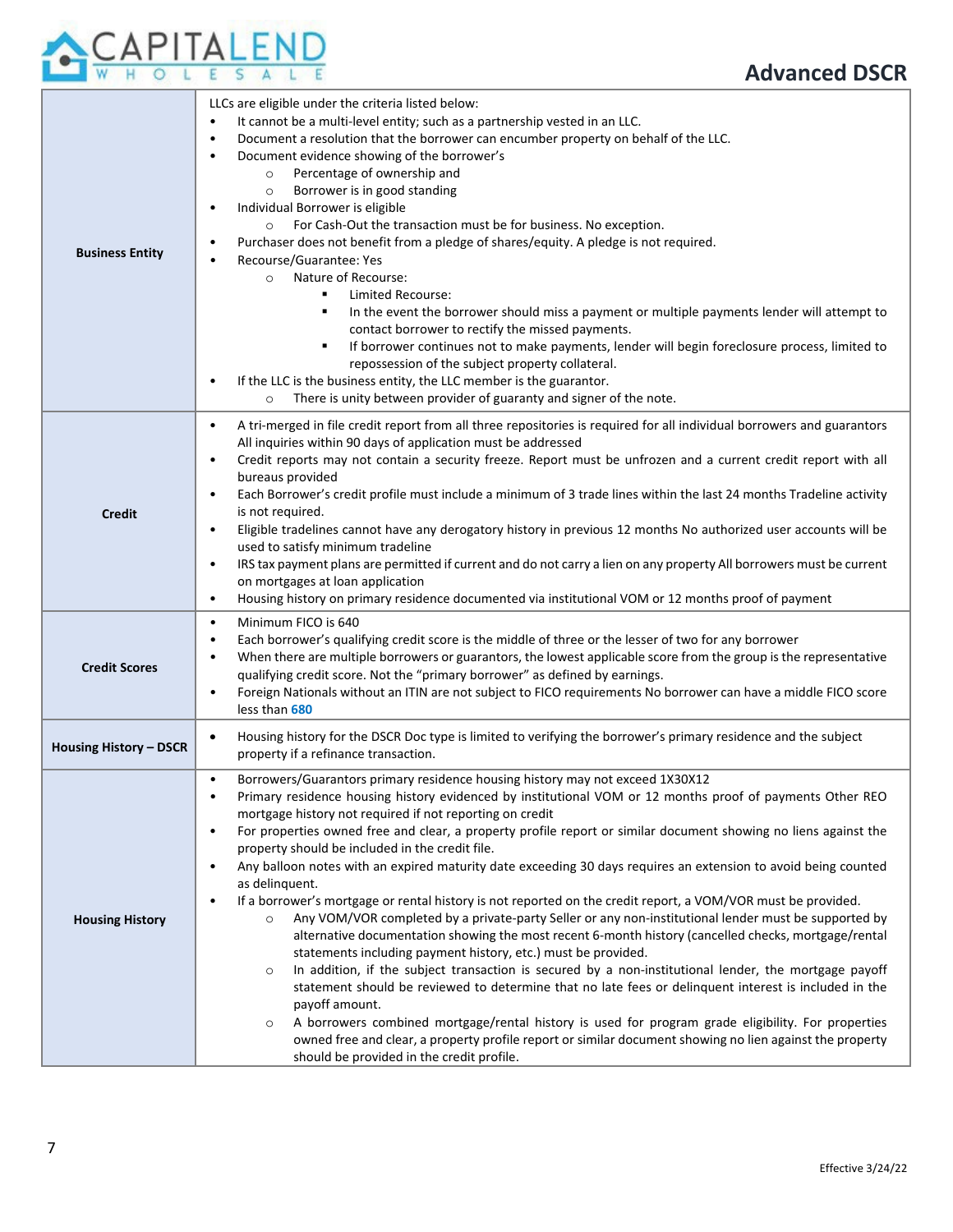# Advanced DSCR

| | |
|---|---|
| **Business Entity** | LLCs are eligible under the criteria listed below:<br>• It cannot be a multi-level entity; such as a partnership vested in an LLC.<br>• Document a resolution that the borrower can encumber property on behalf of the LLC.<br>• Document evidence showing of the borrower's<br>  ○ Percentage of ownership and<br>  ○ Borrower is in good standing<br>• Individual Borrower is eligible<br>  ○ For Cash-Out the transaction must be for business. No exception.<br>• Purchaser does not benefit from a pledge of shares/equity. A pledge is not required.<br>• Recourse/Guarantee: Yes<br>  ○ Nature of Recourse:<br>    ▪ Limited Recourse:<br>    ▪ In the event the borrower should miss a payment or multiple payments lender will attempt to contact borrower to rectify the missed payments.<br>    ▪ If borrower continues not to make payments, lender will begin foreclosure process, limited to repossession of the subject property collateral.<br>• If the LLC is the business entity, the LLC member is the guarantor.<br>  ○ There is unity between provider of guaranty and signer of the note. |
| **Credit** | • A tri-merged in file credit report from all three repositories is required for all individual borrowers and guarantors All inquiries within 90 days of application must be addressed<br>• Credit reports may not contain a security freeze. Report must be unfrozen and a current credit report with all bureaus provided<br>• Each Borrower's credit profile must include a minimum of 3 trade lines within the last 24 months Tradeline activity is not required.<br>• Eligible tradelines cannot have any derogatory history in previous 12 months No authorized user accounts will be used to satisfy minimum tradeline<br>• IRS tax payment plans are permitted if current and do not carry a lien on any property All borrowers must be current on mortgages at loan application<br>• Housing history on primary residence documented via institutional VOM or 12 months proof of payment |
| **Credit Scores** | • Minimum FICO is 640<br>• Each borrower's qualifying credit score is the middle of three or the lesser of two for any borrower<br>• When there are multiple borrowers or guarantors, the lowest applicable score from the group is the representative qualifying credit score. Not the "primary borrower" as defined by earnings.<br>• Foreign Nationals without an ITIN are not subject to FICO requirements No borrower can have a middle FICO score less than 680 |
| **Housing History – DSCR** | • Housing history for the DSCR Doc type is limited to verifying the borrower's primary residence and the subject property if a refinance transaction. |
| **Housing History** | • Borrowers/Guarantors primary residence housing history may not exceed 1X30X12<br>• Primary residence housing history evidenced by institutional VOM or 12 months proof of payments Other REO mortgage history not required if not reporting on credit<br>• For properties owned free and clear, a property profile report or similar document showing no liens against the property should be included in the credit file.<br>• Any balloon notes with an expired maturity date exceeding 30 days requires an extension to avoid being counted as delinquent.<br>• If a borrower's mortgage or rental history is not reported on the credit report, a VOM/VOR must be provided.<br>  ○ Any VOM/VOR completed by a private-party Seller or any non-institutional lender must be supported by alternative documentation showing the most recent 6-month history (cancelled checks, mortgage/rental statements including payment history, etc.) must be provided.<br>  ○ In addition, if the subject transaction is secured by a non-institutional lender, the mortgage payoff statement should be reviewed to determine that no late fees or delinquent interest is included in the payoff amount.<br>  ○ A borrowers combined mortgage/rental history is used for program grade eligibility. For properties owned free and clear, a property profile report or similar document showing no lien against the property should be provided in the credit profile. |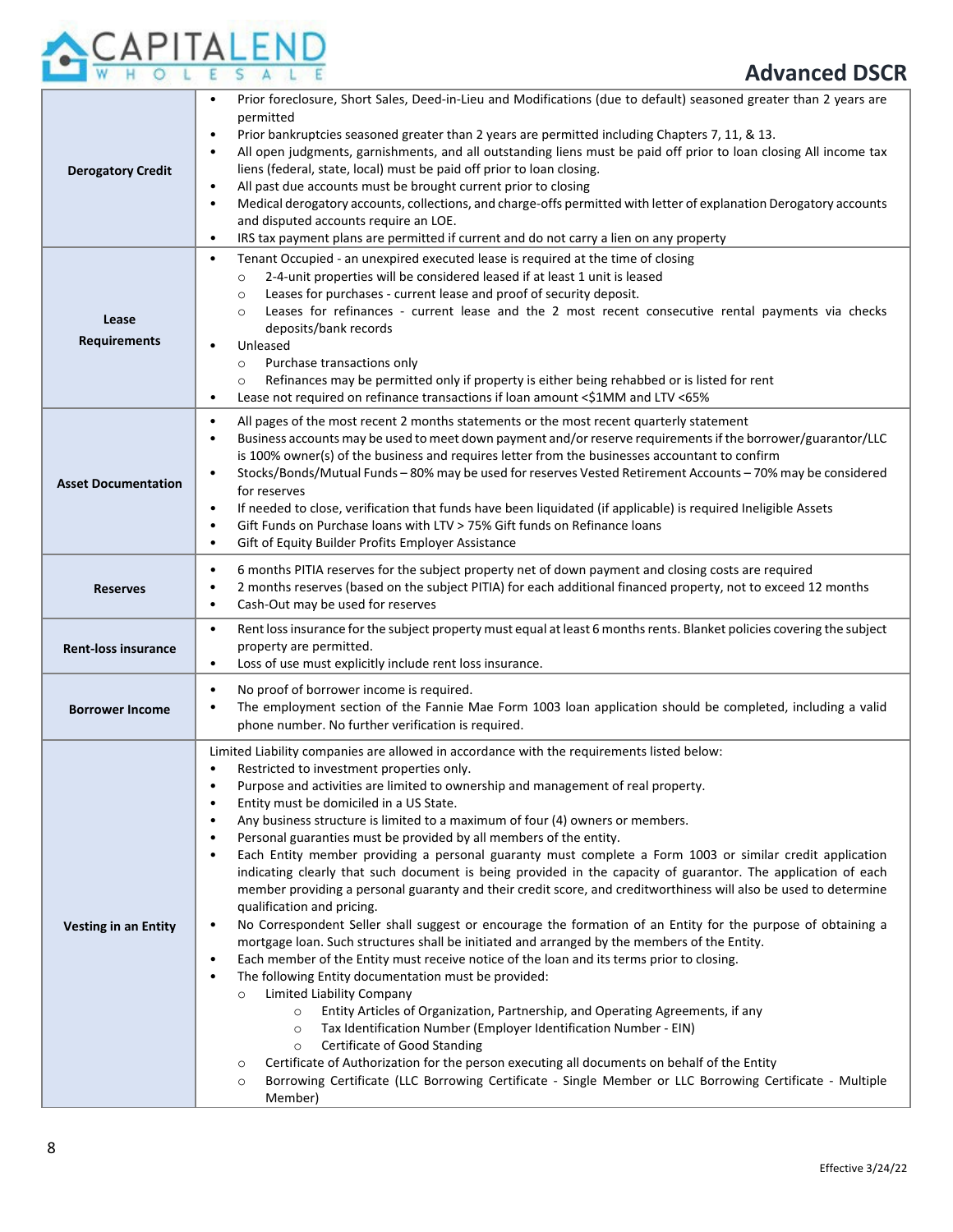# Advanced DSCR

| | |
|---|---|
| **Derogatory Credit** | • Prior foreclosure, Short Sales, Deed-in-Lieu and Modifications (due to default) seasoned greater than 2 years are permitted<br>• Prior bankruptcies seasoned greater than 2 years are permitted including Chapters 7, 11, & 13.<br>• All open judgments, garnishments, and all outstanding liens must be paid off prior to loan closing All income tax liens (federal, state, local) must be paid off prior to loan closing.<br>• All past due accounts must be brought current prior to closing<br>• Medical derogatory accounts, collections, and charge-offs permitted with letter of explanation Derogatory accounts and disputed accounts require an LOE.<br>• IRS tax payment plans are permitted if current and do not carry a lien on any property |
| **Lease Requirements** | • Tenant Occupied - an unexpired executed lease is required at the time of closing<br>&nbsp;&nbsp;&nbsp;&nbsp;○ 2-4-unit properties will be considered leased if at least 1 unit is leased<br>&nbsp;&nbsp;&nbsp;&nbsp;○ Leases for purchases - current lease and proof of security deposit.<br>&nbsp;&nbsp;&nbsp;&nbsp;○ Leases for refinances - current lease and the 2 most recent consecutive rental payments via checks deposits/bank records<br>• Unleased<br>&nbsp;&nbsp;&nbsp;&nbsp;○ Purchase transactions only<br>&nbsp;&nbsp;&nbsp;&nbsp;○ Refinances may be permitted only if property is either being rehabbed or is listed for rent<br>• Lease not required on refinance transactions if loan amount <$1MM and LTV <65% |
| **Asset Documentation** | • All pages of the most recent 2 months statements or the most recent quarterly statement<br>• Business accounts may be used to meet down payment and/or reserve requirements if the borrower/guarantor/LLC is 100% owner(s) of the business and requires letter from the businesses accountant to confirm<br>• Stocks/Bonds/Mutual Funds – 80% may be used for reserves Vested Retirement Accounts – 70% may be considered for reserves<br>• If needed to close, verification that funds have been liquidated (if applicable) is required Ineligible Assets<br>• Gift Funds on Purchase loans with LTV > 75% Gift funds on Refinance loans<br>• Gift of Equity Builder Profits Employer Assistance |
| **Reserves** | • 6 months PITIA reserves for the subject property net of down payment and closing costs are required<br>• 2 months reserves (based on the subject PITIA) for each additional financed property, not to exceed 12 months<br>• Cash-Out may be used for reserves |
| **Rent-loss insurance** | • Rent loss insurance for the subject property must equal at least 6 months rents. Blanket policies covering the subject property are permitted.<br>• Loss of use must explicitly include rent loss insurance. |
| **Borrower Income** | • No proof of borrower income is required.<br>• The employment section of the Fannie Mae Form 1003 loan application should be completed, including a valid phone number. No further verification is required. |
| **Vesting in an Entity** | Limited Liability companies are allowed in accordance with the requirements listed below:<br>• Restricted to investment properties only.<br>• Purpose and activities are limited to ownership and management of real property.<br>• Entity must be domiciled in a US State.<br>• Any business structure is limited to a maximum of four (4) owners or members.<br>• Personal guaranties must be provided by all members of the entity.<br>• Each Entity member providing a personal guaranty must complete a Form 1003 or similar credit application indicating clearly that such document is being provided in the capacity of guarantor. The application of each member providing a personal guaranty and their credit score, and creditworthiness will also be used to determine qualification and pricing.<br>• No Correspondent Seller shall suggest or encourage the formation of an Entity for the purpose of obtaining a mortgage loan. Such structures shall be initiated and arranged by the members of the Entity.<br>• Each member of the Entity must receive notice of the loan and its terms prior to closing.<br>• The following Entity documentation must be provided:<br>&nbsp;&nbsp;&nbsp;&nbsp;○ Limited Liability Company<br>&nbsp;&nbsp;&nbsp;&nbsp;&nbsp;&nbsp;&nbsp;&nbsp;○ Entity Articles of Organization, Partnership, and Operating Agreements, if any<br>&nbsp;&nbsp;&nbsp;&nbsp;&nbsp;&nbsp;&nbsp;&nbsp;○ Tax Identification Number (Employer Identification Number - EIN)<br>&nbsp;&nbsp;&nbsp;&nbsp;&nbsp;&nbsp;&nbsp;&nbsp;○ Certificate of Good Standing<br>&nbsp;&nbsp;&nbsp;&nbsp;○ Certificate of Authorization for the person executing all documents on behalf of the Entity<br>&nbsp;&nbsp;&nbsp;&nbsp;○ Borrowing Certificate (LLC Borrowing Certificate - Single Member or LLC Borrowing Certificate - Multiple Member) |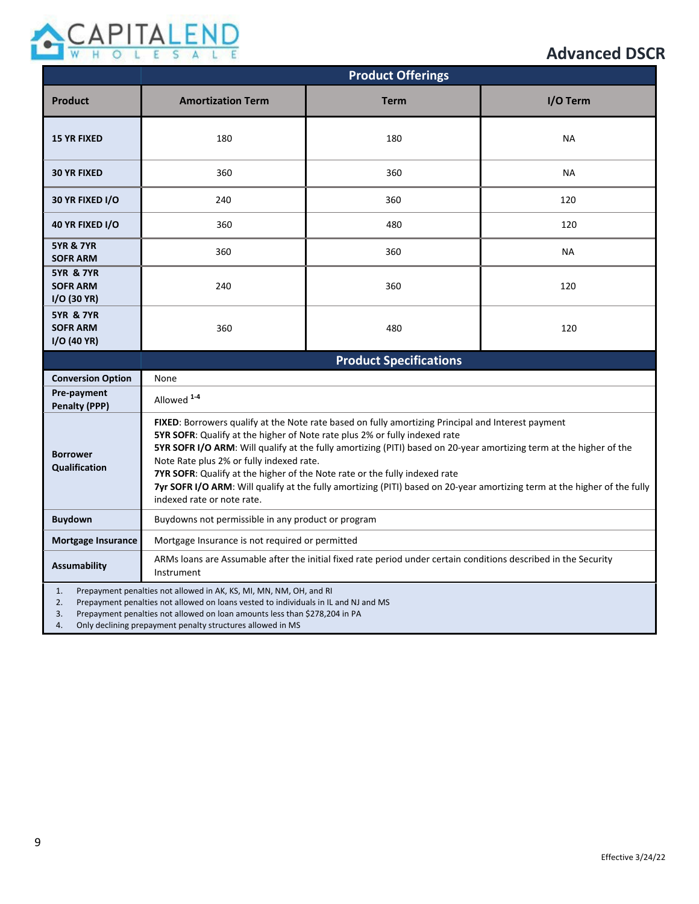# Advanced DSCR

| Product Offerings | | | |
|---|---|---|---|
| **Product** | **Amortization Term** | **Term** | **I/O Term** |
| **15 YR FIXED** | 180 | 180 | NA |
| **30 YR FIXED** | 360 | 360 | NA |
| **30 YR FIXED I/O** | 240 | 360 | 120 |
| **40 YR FIXED I/O** | 360 | 480 | 120 |
| **5YR & 7YR SOFR ARM** | 360 | 360 | NA |
| **5YR & 7YR SOFR ARM I/O (30 YR)** | 240 | 360 | 120 |
| **5YR & 7YR SOFR ARM I/O (40 YR)** | 360 | 480 | 120 |

| Product Specifications | |
|---|---|
| **Conversion Option** | None |
| **Pre-payment Penalty (PPP)** | Allowed [1-4] |
| **Borrower Qualification** | **FIXED**: Borrowers qualify at the Note rate based on fully amortizing Principal and Interest payment<br>**5YR SOFR**: Qualify at the higher of Note rate plus 2% or fully indexed rate<br>**5YR SOFR I/O ARM**: Will qualify at the fully amortizing (PITI) based on 20-year amortizing term at the higher of the Note Rate plus 2% or fully indexed rate.<br>**7YR SOFR**: Qualify at the higher of the Note rate or the fully indexed rate<br>**7yr SOFR I/O ARM**: Will qualify at the fully amortizing (PITI) based on 20-year amortizing term at the higher of the fully indexed rate or note rate. |
| **Buydown** | Buydowns not permissible in any product or program |
| **Mortgage Insurance** | Mortgage Insurance is not required or permitted |
| **Assumability** | ARMs loans are Assumable after the initial fixed rate period under certain conditions described in the Security Instrument |

1. Prepayment penalties not allowed in AK, KS, MI, MN, NM, OH, and RI
2. Prepayment penalties not allowed on loans vested to individuals in IL and NJ and MS
3. Prepayment penalties not allowed on loan amounts less than $278,204 in PA
4. Only declining prepayment penalty structures allowed in MS

Effective 3/24/22